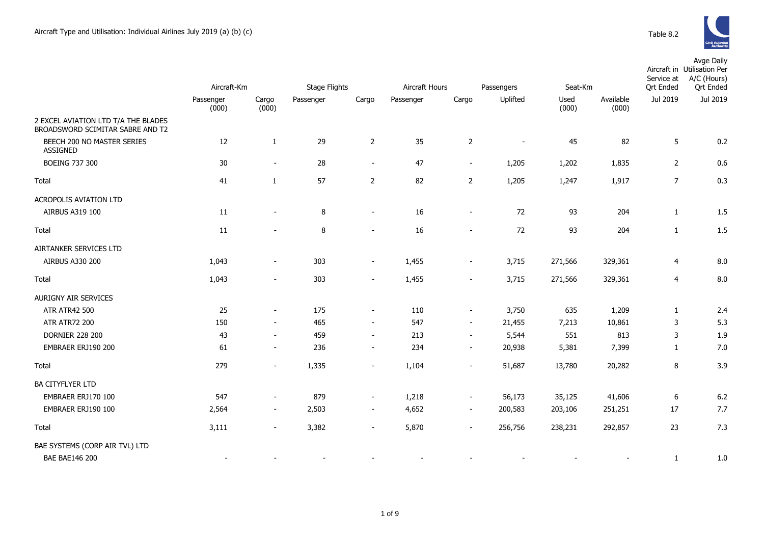Aircraft Type and Utilisation: Individual Airlines July 2019 (a) (b) (c)

Table 8.2

| | Aircraft-Km | | Stage Flights | | Aircraft Hours | | Passengers | Seat-Km | | Aircraft in Service at Qrt Ended | Avge Daily Utilisation Per A/C (Hours) Qrt Ended |
|---|---|---|---|---|---|---|---|---|---|---|---|
| | Passenger (000) | Cargo (000) | Passenger | Cargo | Passenger | Cargo | Uplifted | Used (000) | Available (000) | Jul 2019 | Jul 2019 |
| 2 EXCEL AVIATION LTD T/A THE BLADES BROADSWORD SCIMITAR SABRE AND T2 | | | | | | | | | | | |
| BEECH 200 NO MASTER SERIES ASSIGNED | 12 | 1 | 29 | 2 | 35 | 2 | - | 45 | 82 | 5 | 0.2 |
| BOEING 737 300 | 30 | - | 28 | - | 47 | - | 1,205 | 1,202 | 1,835 | 2 | 0.6 |
| Total | 41 | 1 | 57 | 2 | 82 | 2 | 1,205 | 1,247 | 1,917 | 7 | 0.3 |
| ACROPOLIS AVIATION LTD | | | | | | | | | | | |
| AIRBUS A319 100 | 11 | - | 8 | - | 16 | - | 72 | 93 | 204 | 1 | 1.5 |
| Total | 11 | - | 8 | - | 16 | - | 72 | 93 | 204 | 1 | 1.5 |
| AIRTANKER SERVICES LTD | | | | | | | | | | | |
| AIRBUS A330 200 | 1,043 | - | 303 | - | 1,455 | - | 3,715 | 271,566 | 329,361 | 4 | 8.0 |
| Total | 1,043 | - | 303 | - | 1,455 | - | 3,715 | 271,566 | 329,361 | 4 | 8.0 |
| AURIGNY AIR SERVICES | | | | | | | | | | | |
| ATR ATR42 500 | 25 | - | 175 | - | 110 | - | 3,750 | 635 | 1,209 | 1 | 2.4 |
| ATR ATR72 200 | 150 | - | 465 | - | 547 | - | 21,455 | 7,213 | 10,861 | 3 | 5.3 |
| DORNIER 228 200 | 43 | - | 459 | - | 213 | - | 5,544 | 551 | 813 | 3 | 1.9 |
| EMBRAER ERJ190 200 | 61 | - | 236 | - | 234 | - | 20,938 | 5,381 | 7,399 | 1 | 7.0 |
| Total | 279 | - | 1,335 | - | 1,104 | - | 51,687 | 13,780 | 20,282 | 8 | 3.9 |
| BA CITYFLYER LTD | | | | | | | | | | | |
| EMBRAER ERJ170 100 | 547 | - | 879 | - | 1,218 | - | 56,173 | 35,125 | 41,606 | 6 | 6.2 |
| EMBRAER ERJ190 100 | 2,564 | - | 2,503 | - | 4,652 | - | 200,583 | 203,106 | 251,251 | 17 | 7.7 |
| Total | 3,111 | - | 3,382 | - | 5,870 | - | 256,756 | 238,231 | 292,857 | 23 | 7.3 |
| BAE SYSTEMS (CORP AIR TVL) LTD | | | | | | | | | | | |
| BAE BAE146 200 | - | - | - | - | - | - | - | - | - | 1 | 1.0 |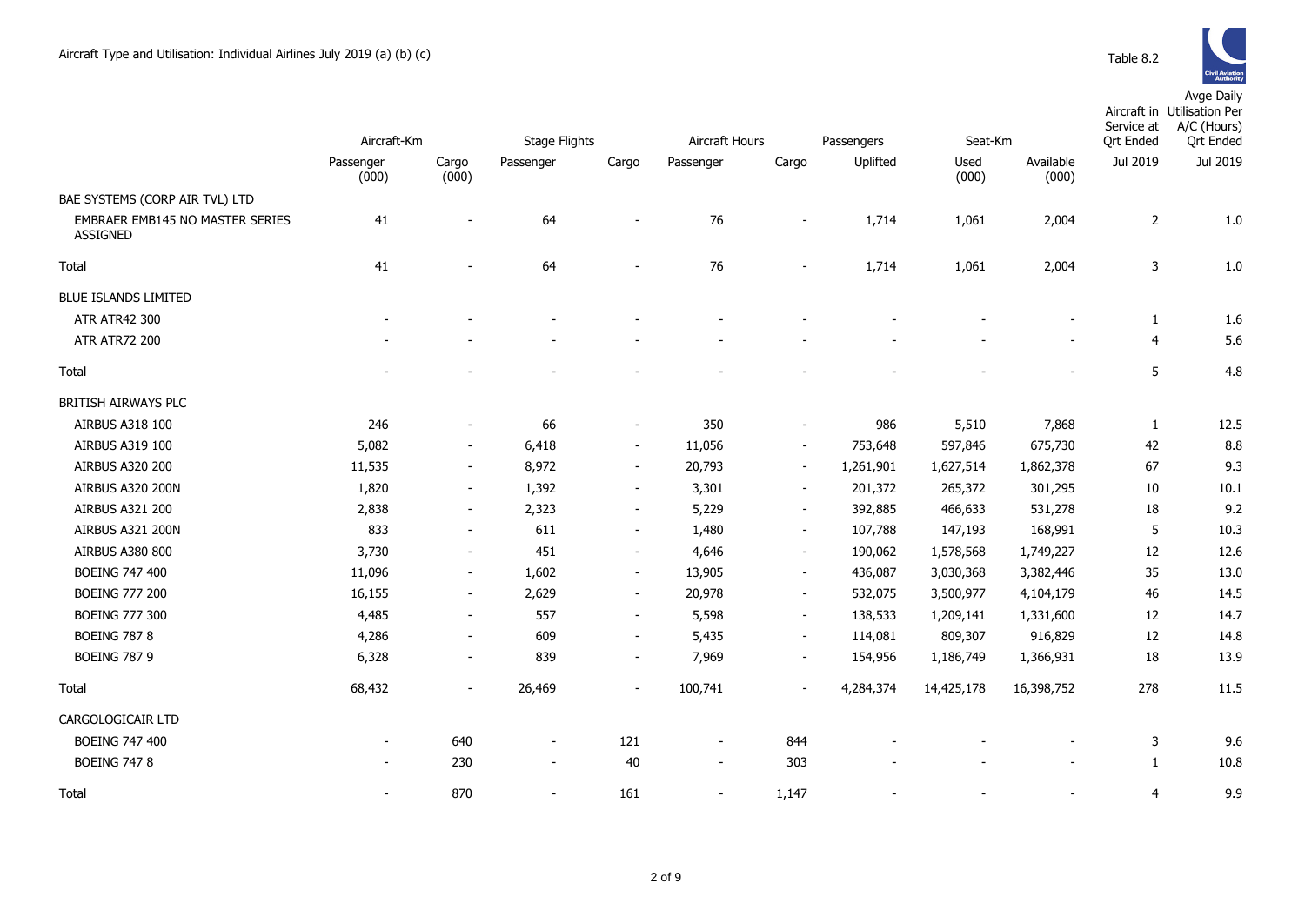# Aircraft Type and Utilisation: Individual Airlines July 2019 (a) (b) (c)

Table 8.2

| | Aircraft-Km | | Stage Flights | | Aircraft Hours | | Passengers | Seat-Km | | Aircraft in Service at Qrt Ended | Avge Daily Utilisation Per A/C (Hours) Qrt Ended |
|---|---|---|---|---|---|---|---|---|---|---|---|
| | Passenger (000) | Cargo (000) | Passenger | Cargo | Passenger | Cargo | Uplifted | Used (000) | Available (000) | Jul 2019 | Jul 2019 |
| BAE SYSTEMS (CORP AIR TVL) LTD | | | | | | | | | | | |
| EMBRAER EMB145 NO MASTER SERIES ASSIGNED | 41 | - | 64 | - | 76 | - | 1,714 | 1,061 | 2,004 | 2 | 1.0 |
| Total | 41 | - | 64 | - | 76 | - | 1,714 | 1,061 | 2,004 | 3 | 1.0 |
| BLUE ISLANDS LIMITED | | | | | | | | | | | |
| ATR ATR42 300 | - | - | - | - | - | - | - | - | - | 1 | 1.6 |
| ATR ATR72 200 | - | - | - | - | - | - | - | - | - | 4 | 5.6 |
| Total | - | - | - | - | - | - | - | - | - | 5 | 4.8 |
| BRITISH AIRWAYS PLC | | | | | | | | | | | |
| AIRBUS A318 100 | 246 | - | 66 | - | 350 | - | 986 | 5,510 | 7,868 | 1 | 12.5 |
| AIRBUS A319 100 | 5,082 | - | 6,418 | - | 11,056 | - | 753,648 | 597,846 | 675,730 | 42 | 8.8 |
| AIRBUS A320 200 | 11,535 | - | 8,972 | - | 20,793 | - | 1,261,901 | 1,627,514 | 1,862,378 | 67 | 9.3 |
| AIRBUS A320 200N | 1,820 | - | 1,392 | - | 3,301 | - | 201,372 | 265,372 | 301,295 | 10 | 10.1 |
| AIRBUS A321 200 | 2,838 | - | 2,323 | - | 5,229 | - | 392,885 | 466,633 | 531,278 | 18 | 9.2 |
| AIRBUS A321 200N | 833 | - | 611 | - | 1,480 | - | 107,788 | 147,193 | 168,991 | 5 | 10.3 |
| AIRBUS A380 800 | 3,730 | - | 451 | - | 4,646 | - | 190,062 | 1,578,568 | 1,749,227 | 12 | 12.6 |
| BOEING 747 400 | 11,096 | - | 1,602 | - | 13,905 | - | 436,087 | 3,030,368 | 3,382,446 | 35 | 13.0 |
| BOEING 777 200 | 16,155 | - | 2,629 | - | 20,978 | - | 532,075 | 3,500,977 | 4,104,179 | 46 | 14.5 |
| BOEING 777 300 | 4,485 | - | 557 | - | 5,598 | - | 138,533 | 1,209,141 | 1,331,600 | 12 | 14.7 |
| BOEING 787 8 | 4,286 | - | 609 | - | 5,435 | - | 114,081 | 809,307 | 916,829 | 12 | 14.8 |
| BOEING 787 9 | 6,328 | - | 839 | - | 7,969 | - | 154,956 | 1,186,749 | 1,366,931 | 18 | 13.9 |
| Total | 68,432 | - | 26,469 | - | 100,741 | - | 4,284,374 | 14,425,178 | 16,398,752 | 278 | 11.5 |
| CARGOLOGICAIR LTD | | | | | | | | | | | |
| BOEING 747 400 | - | 640 | - | 121 | - | 844 | - | - | - | 3 | 9.6 |
| BOEING 747 8 | - | 230 | - | 40 | - | 303 | - | - | - | 1 | 10.8 |
| Total | - | 870 | - | 161 | - | 1,147 | - | - | - | 4 | 9.9 |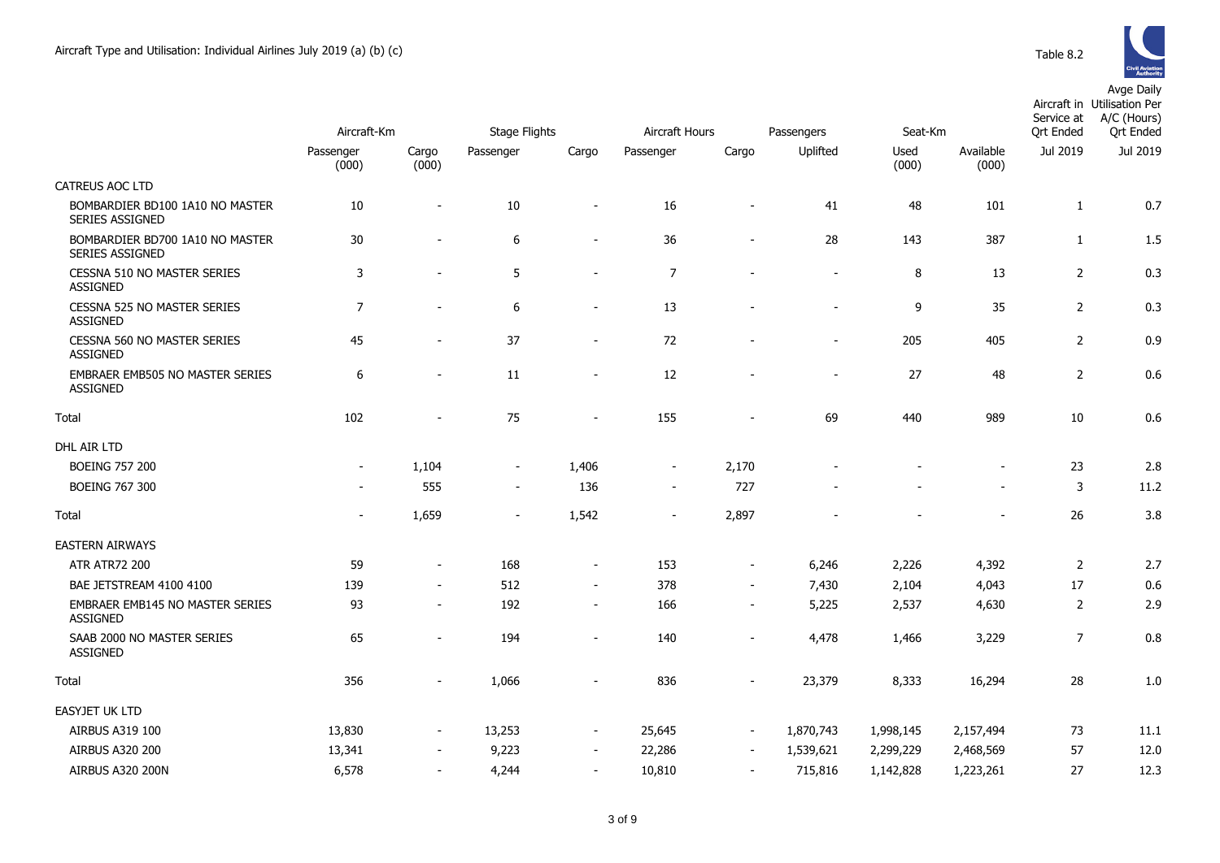Aircraft Type and Utilisation: Individual Airlines July 2019 (a) (b) (c)

Table 8.2

| | Aircraft-Km | | Stage Flights | | Aircraft Hours | | Passengers | Seat-Km | | Aircraft in Service at Qrt Ended | Avge Daily Utilisation Per A/C (Hours) Qrt Ended |
|---|---|---|---|---|---|---|---|---|---|---|---|
| | Passenger (000) | Cargo (000) | Passenger | Cargo | Passenger | Cargo | Uplifted | Used (000) | Available (000) | Jul 2019 | Jul 2019 |
| CATREUS AOC LTD | | | | | | | | | | | |
| BOMBARDIER BD100 1A10 NO MASTER SERIES ASSIGNED | 10 | - | 10 | - | 16 | - | 41 | 48 | 101 | 1 | 0.7 |
| BOMBARDIER BD700 1A10 NO MASTER SERIES ASSIGNED | 30 | - | 6 | - | 36 | - | 28 | 143 | 387 | 1 | 1.5 |
| CESSNA 510 NO MASTER SERIES ASSIGNED | 3 | - | 5 | - | 7 | - | - | 8 | 13 | 2 | 0.3 |
| CESSNA 525 NO MASTER SERIES ASSIGNED | 7 | - | 6 | - | 13 | - | - | 9 | 35 | 2 | 0.3 |
| CESSNA 560 NO MASTER SERIES ASSIGNED | 45 | - | 37 | - | 72 | - | - | 205 | 405 | 2 | 0.9 |
| EMBRAER EMB505 NO MASTER SERIES ASSIGNED | 6 | - | 11 | - | 12 | - | - | 27 | 48 | 2 | 0.6 |
| Total | 102 | - | 75 | - | 155 | - | 69 | 440 | 989 | 10 | 0.6 |
| DHL AIR LTD | | | | | | | | | | | |
| BOEING 757 200 | - | 1,104 | - | 1,406 | - | 2,170 | - | - | - | 23 | 2.8 |
| BOEING 767 300 | - | 555 | - | 136 | - | 727 | - | - | - | 3 | 11.2 |
| Total | - | 1,659 | - | 1,542 | - | 2,897 | - | - | - | 26 | 3.8 |
| EASTERN AIRWAYS | | | | | | | | | | | |
| ATR ATR72 200 | 59 | - | 168 | - | 153 | - | 6,246 | 2,226 | 4,392 | 2 | 2.7 |
| BAE JETSTREAM 4100 4100 | 139 | - | 512 | - | 378 | - | 7,430 | 2,104 | 4,043 | 17 | 0.6 |
| EMBRAER EMB145 NO MASTER SERIES ASSIGNED | 93 | - | 192 | - | 166 | - | 5,225 | 2,537 | 4,630 | 2 | 2.9 |
| SAAB 2000 NO MASTER SERIES ASSIGNED | 65 | - | 194 | - | 140 | - | 4,478 | 1,466 | 3,229 | 7 | 0.8 |
| Total | 356 | - | 1,066 | - | 836 | - | 23,379 | 8,333 | 16,294 | 28 | 1.0 |
| EASYJET UK LTD | | | | | | | | | | | |
| AIRBUS A319 100 | 13,830 | - | 13,253 | - | 25,645 | - | 1,870,743 | 1,998,145 | 2,157,494 | 73 | 11.1 |
| AIRBUS A320 200 | 13,341 | - | 9,223 | - | 22,286 | - | 1,539,621 | 2,299,229 | 2,468,569 | 57 | 12.0 |
| AIRBUS A320 200N | 6,578 | - | 4,244 | - | 10,810 | - | 715,816 | 1,142,828 | 1,223,261 | 27 | 12.3 |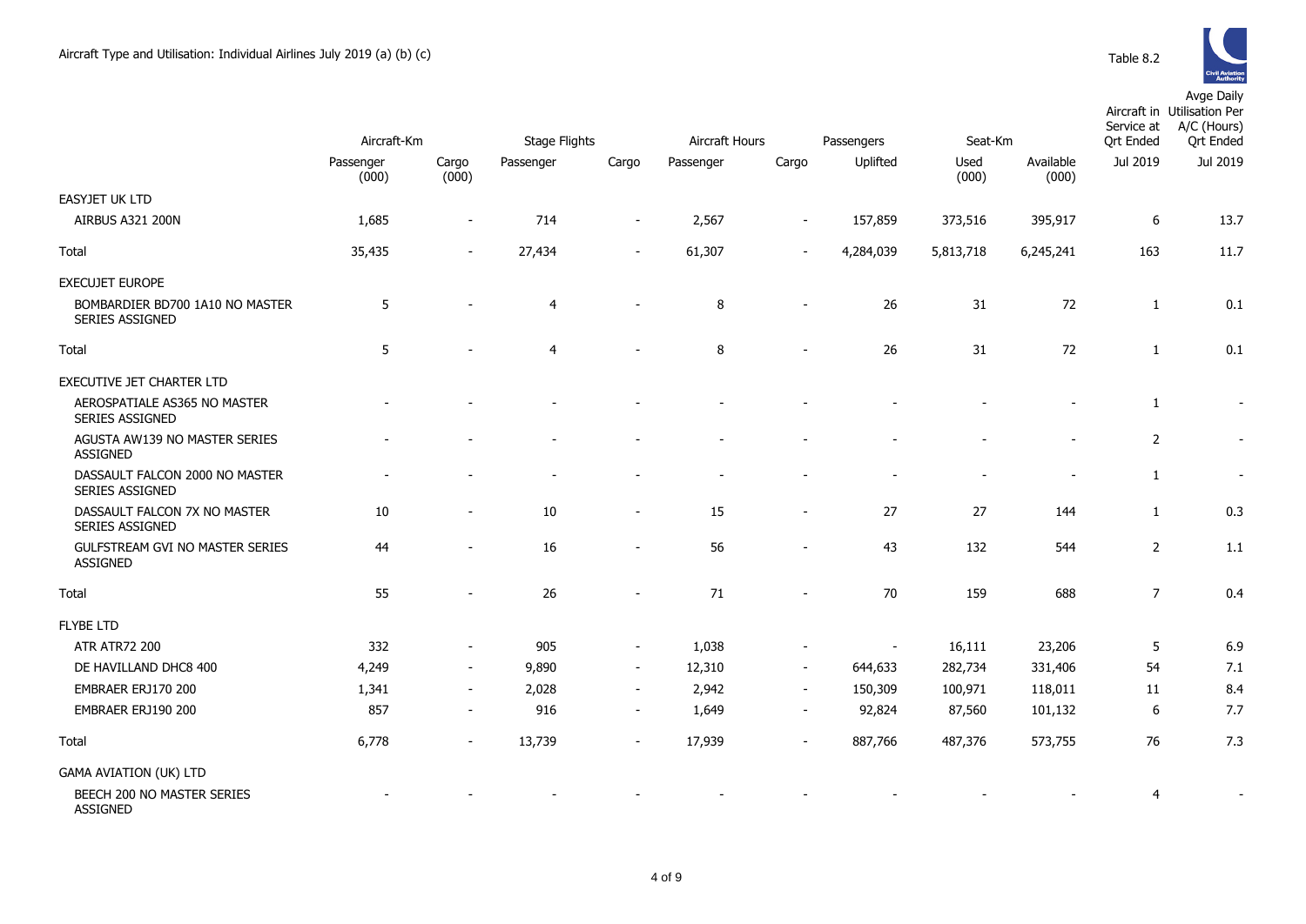Aircraft Type and Utilisation: Individual Airlines July 2019 (a) (b) (c)

Table 8.2

| | Aircraft-Km | | Stage Flights | | Aircraft Hours | | Passengers | Seat-Km | | Aircraft in Service at Qrt Ended | Avge Daily Utilisation Per A/C (Hours) Qrt Ended |
|---|---|---|---|---|---|---|---|---|---|---|---|
| | Passenger (000) | Cargo (000) | Passenger | Cargo | Passenger | Cargo | Uplifted | Used (000) | Available (000) | Jul 2019 | Jul 2019 |
| EASYJET UK LTD | | | | | | | | | | | |
| AIRBUS A321 200N | 1,685 | - | 714 | - | 2,567 | - | 157,859 | 373,516 | 395,917 | 6 | 13.7 |
| Total | 35,435 | - | 27,434 | - | 61,307 | - | 4,284,039 | 5,813,718 | 6,245,241 | 163 | 11.7 |
| EXECUJET EUROPE | | | | | | | | | | | |
| BOMBARDIER BD700 1A10 NO MASTER SERIES ASSIGNED | 5 | - | 4 | - | 8 | - | 26 | 31 | 72 | 1 | 0.1 |
| Total | 5 | - | 4 | - | 8 | - | 26 | 31 | 72 | 1 | 0.1 |
| EXECUTIVE JET CHARTER LTD | | | | | | | | | | | |
| AEROSPATIALE AS365 NO MASTER SERIES ASSIGNED | - | - | - | - | - | - | - | - | - | 1 | - |
| AGUSTA AW139 NO MASTER SERIES ASSIGNED | - | - | - | - | - | - | - | - | - | 2 | - |
| DASSAULT FALCON 2000 NO MASTER SERIES ASSIGNED | - | - | - | - | - | - | - | - | - | 1 | - |
| DASSAULT FALCON 7X NO MASTER SERIES ASSIGNED | 10 | - | 10 | - | 15 | - | 27 | 27 | 144 | 1 | 0.3 |
| GULFSTREAM GVI NO MASTER SERIES ASSIGNED | 44 | - | 16 | - | 56 | - | 43 | 132 | 544 | 2 | 1.1 |
| Total | 55 | - | 26 | - | 71 | - | 70 | 159 | 688 | 7 | 0.4 |
| FLYBE LTD | | | | | | | | | | | |
| ATR ATR72 200 | 332 | - | 905 | - | 1,038 | - | - | 16,111 | 23,206 | 5 | 6.9 |
| DE HAVILLAND DHC8 400 | 4,249 | - | 9,890 | - | 12,310 | - | 644,633 | 282,734 | 331,406 | 54 | 7.1 |
| EMBRAER ERJ170 200 | 1,341 | - | 2,028 | - | 2,942 | - | 150,309 | 100,971 | 118,011 | 11 | 8.4 |
| EMBRAER ERJ190 200 | 857 | - | 916 | - | 1,649 | - | 92,824 | 87,560 | 101,132 | 6 | 7.7 |
| Total | 6,778 | - | 13,739 | - | 17,939 | - | 887,766 | 487,376 | 573,755 | 76 | 7.3 |
| GAMA AVIATION (UK) LTD | | | | | | | | | | | |
| BEECH 200 NO MASTER SERIES ASSIGNED | - | - | - | - | - | - | - | - | - | 4 | - |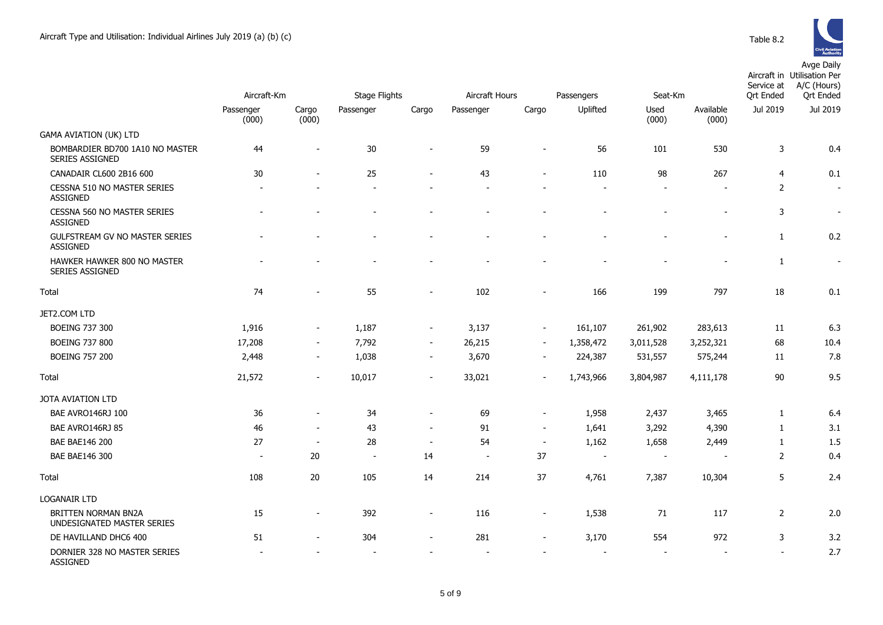Aircraft Type and Utilisation: Individual Airlines July 2019 (a) (b) (c)

Table 8.2

| | Aircraft-Km | | Stage Flights | | Aircraft Hours | | Passengers | Seat-Km | | Aircraft in Service at Qrt Ended | Avge Daily Utilisation Per A/C (Hours) Qrt Ended |
|---|---|---|---|---|---|---|---|---|---|---|---|
| | Passenger (000) | Cargo (000) | Passenger | Cargo | Passenger | Cargo | Uplifted | Used (000) | Available (000) | Jul 2019 | Jul 2019 |
| GAMA AVIATION (UK) LTD | | | | | | | | | | | |
| BOMBARDIER BD700 1A10 NO MASTER SERIES ASSIGNED | 44 | - | 30 | - | 59 | - | 56 | 101 | 530 | 3 | 0.4 |
| CANADAIR CL600 2B16 600 | 30 | - | 25 | - | 43 | - | 110 | 98 | 267 | 4 | 0.1 |
| CESSNA 510 NO MASTER SERIES ASSIGNED | - | - | - | - | - | - | - | - | - | 2 | - |
| CESSNA 560 NO MASTER SERIES ASSIGNED | - | - | - | - | - | - | - | - | - | 3 | - |
| GULFSTREAM GV NO MASTER SERIES ASSIGNED | - | - | - | - | - | - | - | - | - | 1 | 0.2 |
| HAWKER HAWKER 800 NO MASTER SERIES ASSIGNED | - | - | - | - | - | - | - | - | - | 1 | - |
| Total | 74 | - | 55 | - | 102 | - | 166 | 199 | 797 | 18 | 0.1 |
| JET2.COM LTD | | | | | | | | | | | |
| BOEING 737 300 | 1,916 | - | 1,187 | - | 3,137 | - | 161,107 | 261,902 | 283,613 | 11 | 6.3 |
| BOEING 737 800 | 17,208 | - | 7,792 | - | 26,215 | - | 1,358,472 | 3,011,528 | 3,252,321 | 68 | 10.4 |
| BOEING 757 200 | 2,448 | - | 1,038 | - | 3,670 | - | 224,387 | 531,557 | 575,244 | 11 | 7.8 |
| Total | 21,572 | - | 10,017 | - | 33,021 | - | 1,743,966 | 3,804,987 | 4,111,178 | 90 | 9.5 |
| JOTA AVIATION LTD | | | | | | | | | | | |
| BAE AVRO146RJ 100 | 36 | - | 34 | - | 69 | - | 1,958 | 2,437 | 3,465 | 1 | 6.4 |
| BAE AVRO146RJ 85 | 46 | - | 43 | - | 91 | - | 1,641 | 3,292 | 4,390 | 1 | 3.1 |
| BAE BAE146 200 | 27 | - | 28 | - | 54 | - | 1,162 | 1,658 | 2,449 | 1 | 1.5 |
| BAE BAE146 300 | - | 20 | - | 14 | - | 37 | - | - | - | 2 | 0.4 |
| Total | 108 | 20 | 105 | 14 | 214 | 37 | 4,761 | 7,387 | 10,304 | 5 | 2.4 |
| LOGANAIR LTD | | | | | | | | | | | |
| BRITTEN NORMAN BN2A UNDESIGNATED MASTER SERIES | 15 | - | 392 | - | 116 | - | 1,538 | 71 | 117 | 2 | 2.0 |
| DE HAVILLAND DHC6 400 | 51 | - | 304 | - | 281 | - | 3,170 | 554 | 972 | 3 | 3.2 |
| DORNIER 328 NO MASTER SERIES ASSIGNED | - | - | - | - | - | - | - | - | - | - | 2.7 |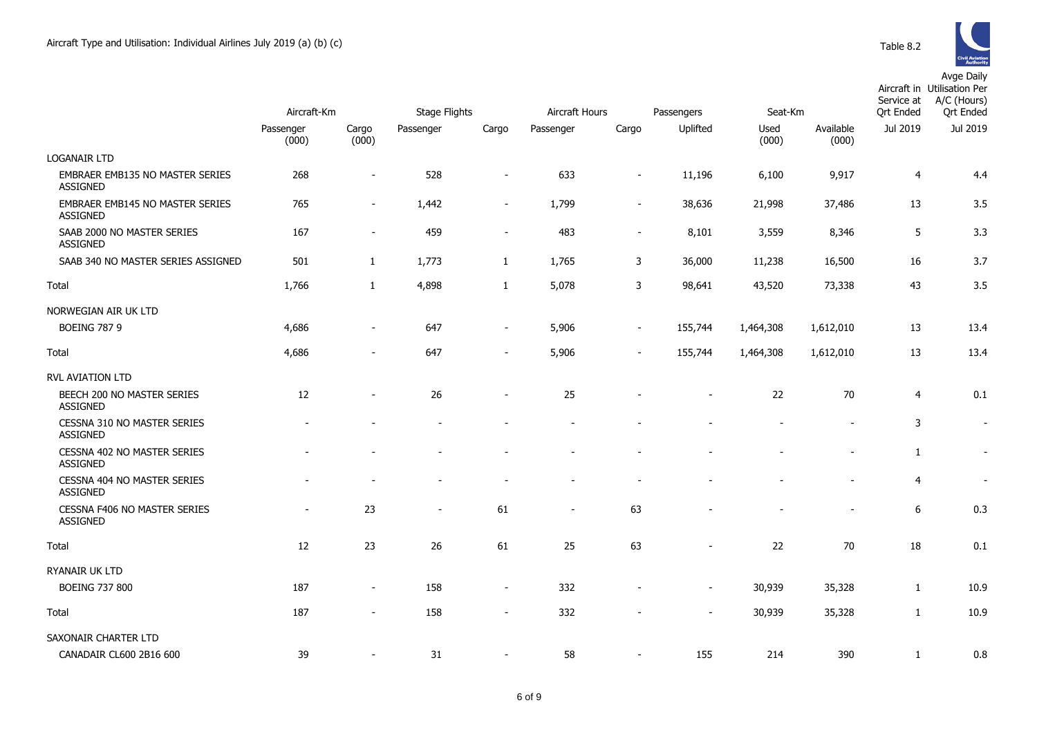Aircraft Type and Utilisation: Individual Airlines July 2019 (a) (b) (c)

Table 8.2

| | Aircraft-Km | | Stage Flights | | Aircraft Hours | | Passengers | Seat-Km | | Aircraft in Service at Qrt Ended | Avge Daily Utilisation Per A/C (Hours) Qrt Ended |
|---|---|---|---|---|---|---|---|---|---|---|---|
| | Passenger (000) | Cargo (000) | Passenger | Cargo | Passenger | Cargo | Uplifted | Used (000) | Available (000) | Jul 2019 | Jul 2019 |
| LOGANAIR LTD | | | | | | | | | | | |
| EMBRAER EMB135 NO MASTER SERIES ASSIGNED | 268 | - | 528 | - | 633 | - | 11,196 | 6,100 | 9,917 | 4 | 4.4 |
| EMBRAER EMB145 NO MASTER SERIES ASSIGNED | 765 | - | 1,442 | - | 1,799 | - | 38,636 | 21,998 | 37,486 | 13 | 3.5 |
| SAAB 2000 NO MASTER SERIES ASSIGNED | 167 | - | 459 | - | 483 | - | 8,101 | 3,559 | 8,346 | 5 | 3.3 |
| SAAB 340 NO MASTER SERIES ASSIGNED | 501 | 1 | 1,773 | 1 | 1,765 | 3 | 36,000 | 11,238 | 16,500 | 16 | 3.7 |
| Total | 1,766 | 1 | 4,898 | 1 | 5,078 | 3 | 98,641 | 43,520 | 73,338 | 43 | 3.5 |
| NORWEGIAN AIR UK LTD | | | | | | | | | | | |
| BOEING 787 9 | 4,686 | - | 647 | - | 5,906 | - | 155,744 | 1,464,308 | 1,612,010 | 13 | 13.4 |
| Total | 4,686 | - | 647 | - | 5,906 | - | 155,744 | 1,464,308 | 1,612,010 | 13 | 13.4 |
| RVL AVIATION LTD | | | | | | | | | | | |
| BEECH 200 NO MASTER SERIES ASSIGNED | 12 | - | 26 | - | 25 | - | - | 22 | 70 | 4 | 0.1 |
| CESSNA 310 NO MASTER SERIES ASSIGNED | - | - | - | - | - | - | - | - | - | 3 | - |
| CESSNA 402 NO MASTER SERIES ASSIGNED | - | - | - | - | - | - | - | - | - | 1 | - |
| CESSNA 404 NO MASTER SERIES ASSIGNED | - | - | - | - | - | - | - | - | - | 4 | - |
| CESSNA F406 NO MASTER SERIES ASSIGNED | - | 23 | - | 61 | - | 63 | - | - | - | 6 | 0.3 |
| Total | 12 | 23 | 26 | 61 | 25 | 63 | - | 22 | 70 | 18 | 0.1 |
| RYANAIR UK LTD | | | | | | | | | | | |
| BOEING 737 800 | 187 | - | 158 | - | 332 | - | - | 30,939 | 35,328 | 1 | 10.9 |
| Total | 187 | - | 158 | - | 332 | - | - | 30,939 | 35,328 | 1 | 10.9 |
| SAXONAIR CHARTER LTD | | | | | | | | | | | |
| CANADAIR CL600 2B16 600 | 39 | - | 31 | - | 58 | - | 155 | 214 | 390 | 1 | 0.8 |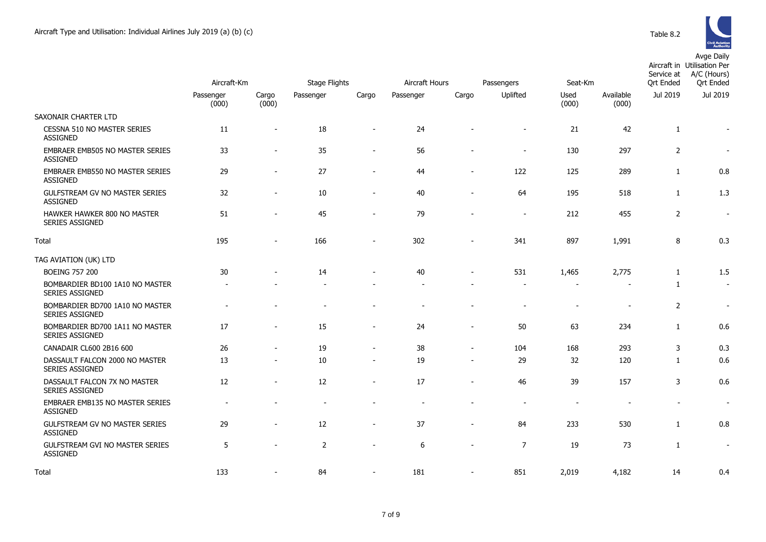# Aircraft Type and Utilisation: Individual Airlines July 2019 (a) (b) (c)

Table 8.2

| | Aircraft-Km | | Stage Flights | | Aircraft Hours | | Passengers | Seat-Km | | Aircraft in Service at Qrt Ended | Avge Daily Utilisation Per A/C (Hours) Qrt Ended |
|---|---|---|---|---|---|---|---|---|---|---|---|
| | Passenger (000) | Cargo (000) | Passenger | Cargo | Passenger | Cargo | Uplifted | Used (000) | Available (000) | Jul 2019 | Jul 2019 |
| SAXONAIR CHARTER LTD | | | | | | | | | | | |
| CESSNA 510 NO MASTER SERIES ASSIGNED | 11 | - | 18 | - | 24 | - | - | 21 | 42 | 1 | - |
| EMBRAER EMB505 NO MASTER SERIES ASSIGNED | 33 | - | 35 | - | 56 | - | - | 130 | 297 | 2 | - |
| EMBRAER EMB550 NO MASTER SERIES ASSIGNED | 29 | - | 27 | - | 44 | - | 122 | 125 | 289 | 1 | 0.8 |
| GULFSTREAM GV NO MASTER SERIES ASSIGNED | 32 | - | 10 | - | 40 | - | 64 | 195 | 518 | 1 | 1.3 |
| HAWKER HAWKER 800 NO MASTER SERIES ASSIGNED | 51 | - | 45 | - | 79 | - | - | 212 | 455 | 2 | - |
| Total | 195 | - | 166 | - | 302 | - | 341 | 897 | 1,991 | 8 | 0.3 |
| TAG AVIATION (UK) LTD | | | | | | | | | | | |
| BOEING 757 200 | 30 | - | 14 | - | 40 | - | 531 | 1,465 | 2,775 | 1 | 1.5 |
| BOMBARDIER BD100 1A10 NO MASTER SERIES ASSIGNED | - | - | - | - | - | - | - | - | - | 1 | - |
| BOMBARDIER BD700 1A10 NO MASTER SERIES ASSIGNED | - | - | - | - | - | - | - | - | - | 2 | - |
| BOMBARDIER BD700 1A11 NO MASTER SERIES ASSIGNED | 17 | - | 15 | - | 24 | - | 50 | 63 | 234 | 1 | 0.6 |
| CANADAIR CL600 2B16 600 | 26 | - | 19 | - | 38 | - | 104 | 168 | 293 | 3 | 0.3 |
| DASSAULT FALCON 2000 NO MASTER SERIES ASSIGNED | 13 | - | 10 | - | 19 | - | 29 | 32 | 120 | 1 | 0.6 |
| DASSAULT FALCON 7X NO MASTER SERIES ASSIGNED | 12 | - | 12 | - | 17 | - | 46 | 39 | 157 | 3 | 0.6 |
| EMBRAER EMB135 NO MASTER SERIES ASSIGNED | - | - | - | - | - | - | - | - | - | - | - |
| GULFSTREAM GV NO MASTER SERIES ASSIGNED | 29 | - | 12 | - | 37 | - | 84 | 233 | 530 | 1 | 0.8 |
| GULFSTREAM GVI NO MASTER SERIES ASSIGNED | 5 | - | 2 | - | 6 | - | 7 | 19 | 73 | 1 | - |
| Total | 133 | - | 84 | - | 181 | - | 851 | 2,019 | 4,182 | 14 | 0.4 |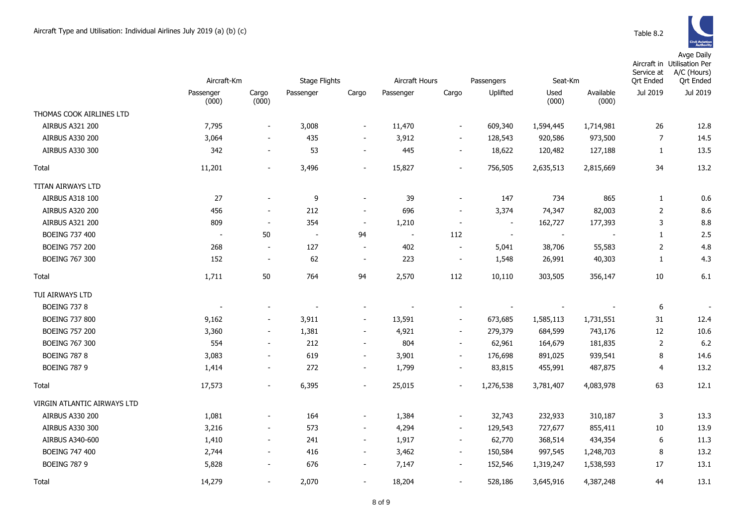Aircraft Type and Utilisation: Individual Airlines July 2019 (a) (b) (c)

Table 8.2

| | Aircraft-Km | | Stage Flights | | Aircraft Hours | | Passengers | Seat-Km | | Aircraft in Service at Qrt Ended | Avge Daily Utilisation Per A/C (Hours) Qrt Ended |
|---|---|---|---|---|---|---|---|---|---|---|---|
| | Passenger (000) | Cargo (000) | Passenger | Cargo | Passenger | Cargo | Uplifted | Used (000) | Available (000) | Jul 2019 | Jul 2019 |
| THOMAS COOK AIRLINES LTD | | | | | | | | | | | |
| AIRBUS A321 200 | 7,795 | - | 3,008 | - | 11,470 | - | 609,340 | 1,594,445 | 1,714,981 | 26 | 12.8 |
| AIRBUS A330 200 | 3,064 | - | 435 | - | 3,912 | - | 128,543 | 920,586 | 973,500 | 7 | 14.5 |
| AIRBUS A330 300 | 342 | - | 53 | - | 445 | - | 18,622 | 120,482 | 127,188 | 1 | 13.5 |
| Total | 11,201 | - | 3,496 | - | 15,827 | - | 756,505 | 2,635,513 | 2,815,669 | 34 | 13.2 |
| TITAN AIRWAYS LTD | | | | | | | | | | | |
| AIRBUS A318 100 | 27 | - | 9 | - | 39 | - | 147 | 734 | 865 | 1 | 0.6 |
| AIRBUS A320 200 | 456 | - | 212 | - | 696 | - | 3,374 | 74,347 | 82,003 | 2 | 8.6 |
| AIRBUS A321 200 | 809 | - | 354 | - | 1,210 | - | - | 162,727 | 177,393 | 3 | 8.8 |
| BOEING 737 400 | - | 50 | - | 94 | - | 112 | - | - | - | 1 | 2.5 |
| BOEING 757 200 | 268 | - | 127 | - | 402 | - | 5,041 | 38,706 | 55,583 | 2 | 4.8 |
| BOEING 767 300 | 152 | - | 62 | - | 223 | - | 1,548 | 26,991 | 40,303 | 1 | 4.3 |
| Total | 1,711 | 50 | 764 | 94 | 2,570 | 112 | 10,110 | 303,505 | 356,147 | 10 | 6.1 |
| TUI AIRWAYS LTD | | | | | | | | | | | |
| BOEING 737 8 | - | - | - | - | - | - | - | - | - | 6 | - |
| BOEING 737 800 | 9,162 | - | 3,911 | - | 13,591 | - | 673,685 | 1,585,113 | 1,731,551 | 31 | 12.4 |
| BOEING 757 200 | 3,360 | - | 1,381 | - | 4,921 | - | 279,379 | 684,599 | 743,176 | 12 | 10.6 |
| BOEING 767 300 | 554 | - | 212 | - | 804 | - | 62,961 | 164,679 | 181,835 | 2 | 6.2 |
| BOEING 787 8 | 3,083 | - | 619 | - | 3,901 | - | 176,698 | 891,025 | 939,541 | 8 | 14.6 |
| BOEING 787 9 | 1,414 | - | 272 | - | 1,799 | - | 83,815 | 455,991 | 487,875 | 4 | 13.2 |
| Total | 17,573 | - | 6,395 | - | 25,015 | - | 1,276,538 | 3,781,407 | 4,083,978 | 63 | 12.1 |
| VIRGIN ATLANTIC AIRWAYS LTD | | | | | | | | | | | |
| AIRBUS A330 200 | 1,081 | - | 164 | - | 1,384 | - | 32,743 | 232,933 | 310,187 | 3 | 13.3 |
| AIRBUS A330 300 | 3,216 | - | 573 | - | 4,294 | - | 129,543 | 727,677 | 855,411 | 10 | 13.9 |
| AIRBUS A340-600 | 1,410 | - | 241 | - | 1,917 | - | 62,770 | 368,514 | 434,354 | 6 | 11.3 |
| BOEING 747 400 | 2,744 | - | 416 | - | 3,462 | - | 150,584 | 997,545 | 1,248,703 | 8 | 13.2 |
| BOEING 787 9 | 5,828 | - | 676 | - | 7,147 | - | 152,546 | 1,319,247 | 1,538,593 | 17 | 13.1 |
| Total | 14,279 | - | 2,070 | - | 18,204 | - | 528,186 | 3,645,916 | 4,387,248 | 44 | 13.1 |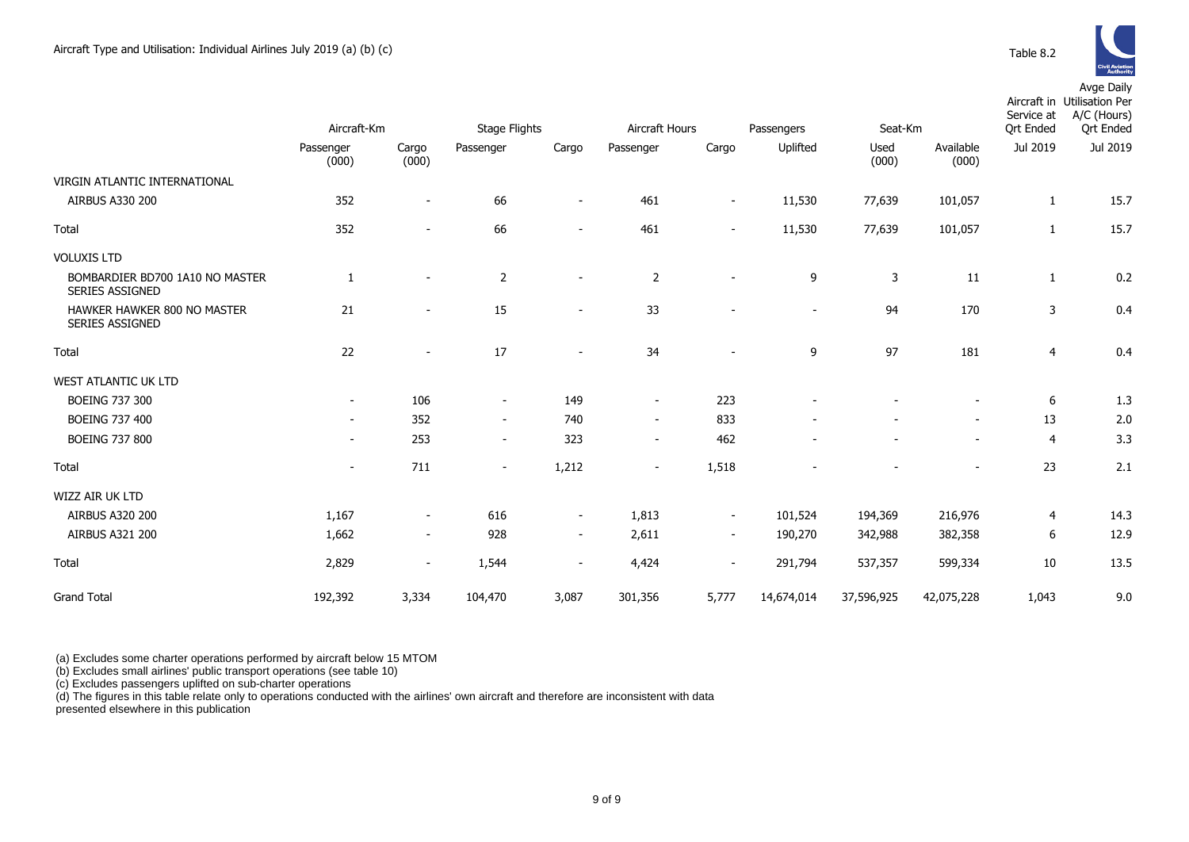Aircraft Type and Utilisation: Individual Airlines July 2019 (a) (b) (c)

Table 8.2

| | Aircraft-Km | | Stage Flights | | Aircraft Hours | | Passengers | Seat-Km | | Aircraft in Service at Qrt Ended | Avge Daily Utilisation Per A/C (Hours) Qrt Ended |
|---|---|---|---|---|---|---|---|---|---|---|---|
| | Passenger (000) | Cargo (000) | Passenger | Cargo | Passenger | Cargo | Uplifted | Used (000) | Available (000) | Jul 2019 | Jul 2019 |
| VIRGIN ATLANTIC INTERNATIONAL | | | | | | | | | | | |
| AIRBUS A330 200 | 352 | - | 66 | - | 461 | - | 11,530 | 77,639 | 101,057 | 1 | 15.7 |
| Total | 352 | - | 66 | - | 461 | - | 11,530 | 77,639 | 101,057 | 1 | 15.7 |
| VOLUXIS LTD | | | | | | | | | | | |
| BOMBARDIER BD700 1A10 NO MASTER SERIES ASSIGNED | 1 | - | 2 | - | 2 | - | 9 | 3 | 11 | 1 | 0.2 |
| HAWKER HAWKER 800 NO MASTER SERIES ASSIGNED | 21 | - | 15 | - | 33 | - | - | 94 | 170 | 3 | 0.4 |
| Total | 22 | - | 17 | - | 34 | - | 9 | 97 | 181 | 4 | 0.4 |
| WEST ATLANTIC UK LTD | | | | | | | | | | | |
| BOEING 737 300 | - | 106 | - | 149 | - | 223 | - | - | - | 6 | 1.3 |
| BOEING 737 400 | - | 352 | - | 740 | - | 833 | - | - | - | 13 | 2.0 |
| BOEING 737 800 | - | 253 | - | 323 | - | 462 | - | - | - | 4 | 3.3 |
| Total | - | 711 | - | 1,212 | - | 1,518 | - | - | - | 23 | 2.1 |
| WIZZ AIR UK LTD | | | | | | | | | | | |
| AIRBUS A320 200 | 1,167 | - | 616 | - | 1,813 | - | 101,524 | 194,369 | 216,976 | 4 | 14.3 |
| AIRBUS A321 200 | 1,662 | - | 928 | - | 2,611 | - | 190,270 | 342,988 | 382,358 | 6 | 12.9 |
| Total | 2,829 | - | 1,544 | - | 4,424 | - | 291,794 | 537,357 | 599,334 | 10 | 13.5 |
| Grand Total | 192,392 | 3,334 | 104,470 | 3,087 | 301,356 | 5,777 | 14,674,014 | 37,596,925 | 42,075,228 | 1,043 | 9.0 |

(a) Excludes some charter operations performed by aircraft below 15 MTOM

(b) Excludes small airlines' public transport operations (see table 10)

(c) Excludes passengers uplifted on sub-charter operations

(d) The figures in this table relate only to operations conducted with the airlines' own aircraft and therefore are inconsistent with data presented elsewhere in this publication